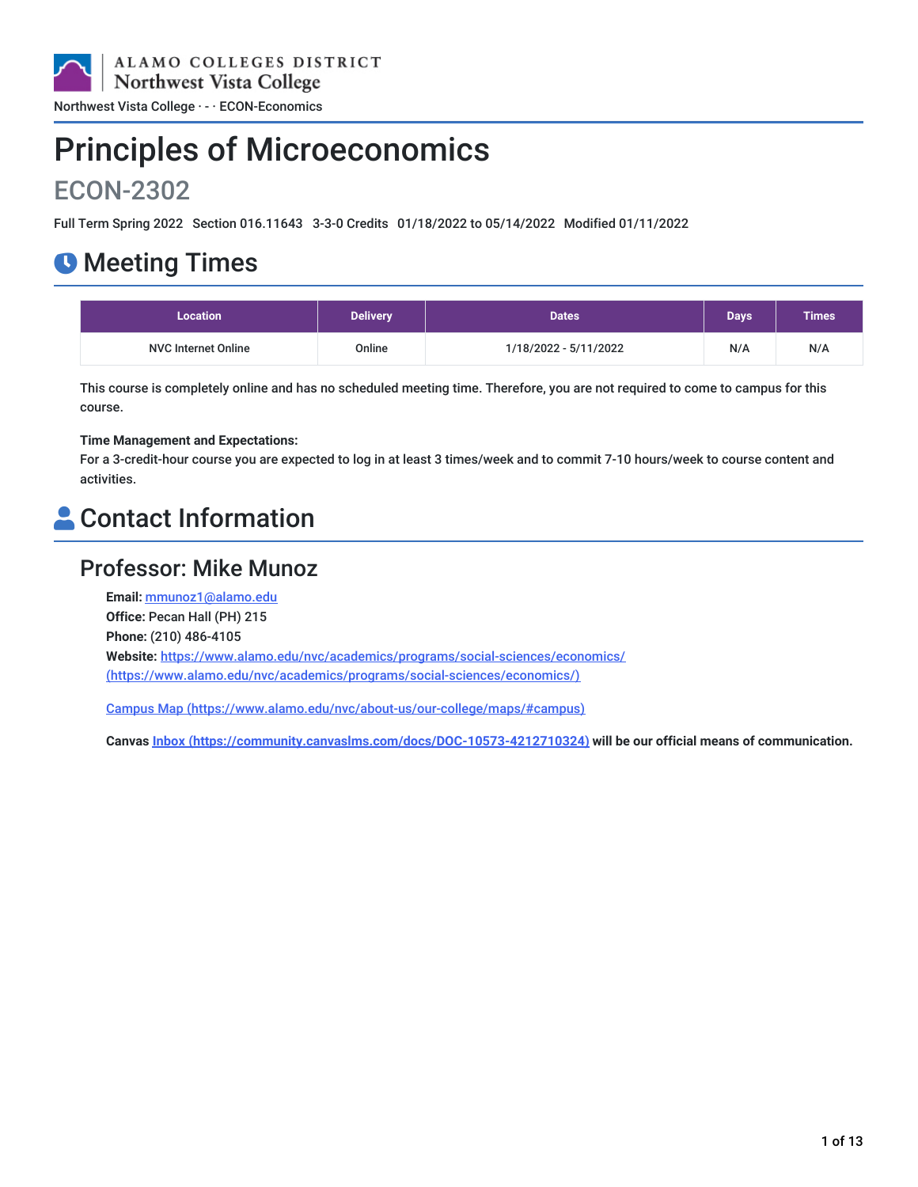ALAMO COLLEGES DISTRICT
Northwest Vista College

Northwest Vista College · - · ECON-Economics

# Principles of Microeconomics

## ECON-2302

Full Term Spring 2022 Section 016.11643 3-3-0 Credits 01/18/2022 to 05/14/2022 Modified 01/11/2022

## Meeting Times

| Location | Delivery | Dates | Days | Times |
|---|---|---|---|---|
| NVC Internet Online | Online | 1/18/2022 - 5/11/2022 | N/A | N/A |

This course is completely online and has no scheduled meeting time. Therefore, you are not required to come to campus for this course.

**Time Management and Expectations:**
For a 3-credit-hour course you are expected to log in at least 3 times/week and to commit 7-10 hours/week to course content and activities.

## Contact Information

### Professor: Mike Munoz

**Email:** mmunoz1@alamo.edu
**Office:** Pecan Hall (PH) 215
**Phone:** (210) 486-4105
**Website:** https://www.alamo.edu/nvc/academics/programs/social-sciences/economics/ (https://www.alamo.edu/nvc/academics/programs/social-sciences/economics/)

Campus Map (https://www.alamo.edu/about-us/our-college/maps/#campus)

**Canvas Inbox (https://community.canvaslms.com/docs/DOC-10573-4212710324) will be our official means of communication.**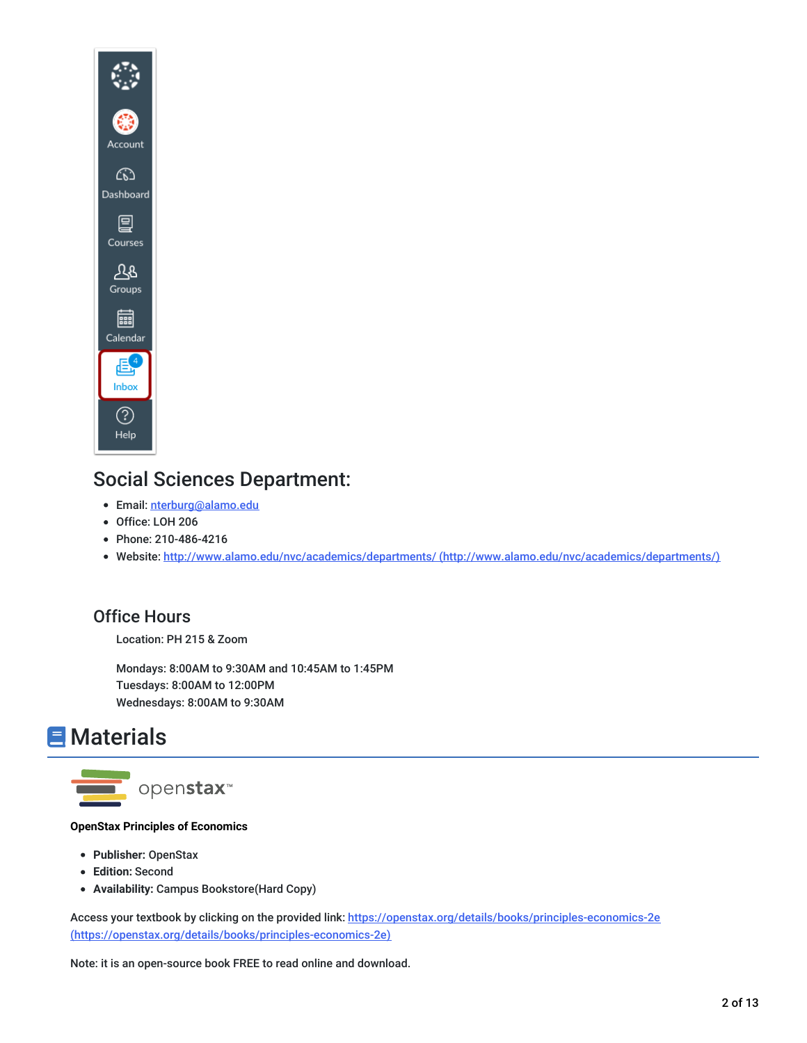## Social Sciences Department:

- Email: nterburg@alamo.edu
- Office: LOH 206
- Phone: 210-486-4216
- Website: http://www.alamo.edu/nvc/academics/departments/ (http://www.alamo.edu/nvc/academics/departments/)

## Office Hours

Location: PH 215 & Zoom

Mondays: 8:00AM to 9:30AM and 10:45AM to 1:45PM
Tuesdays: 8:00AM to 12:00PM
Wednesdays: 8:00AM to 9:30AM

# Materials

**OpenStax Principles of Economics**

- **Publisher:** OpenStax
- **Edition:** Second
- **Availability:** Campus Bookstore(Hard Copy)

Access your textbook by clicking on the provided link: https://openstax.org/details/books/principles-economics-2e (https://openstax.org/details/books/principles-economics-2e)

Note: it is an open-source book FREE to read online and download.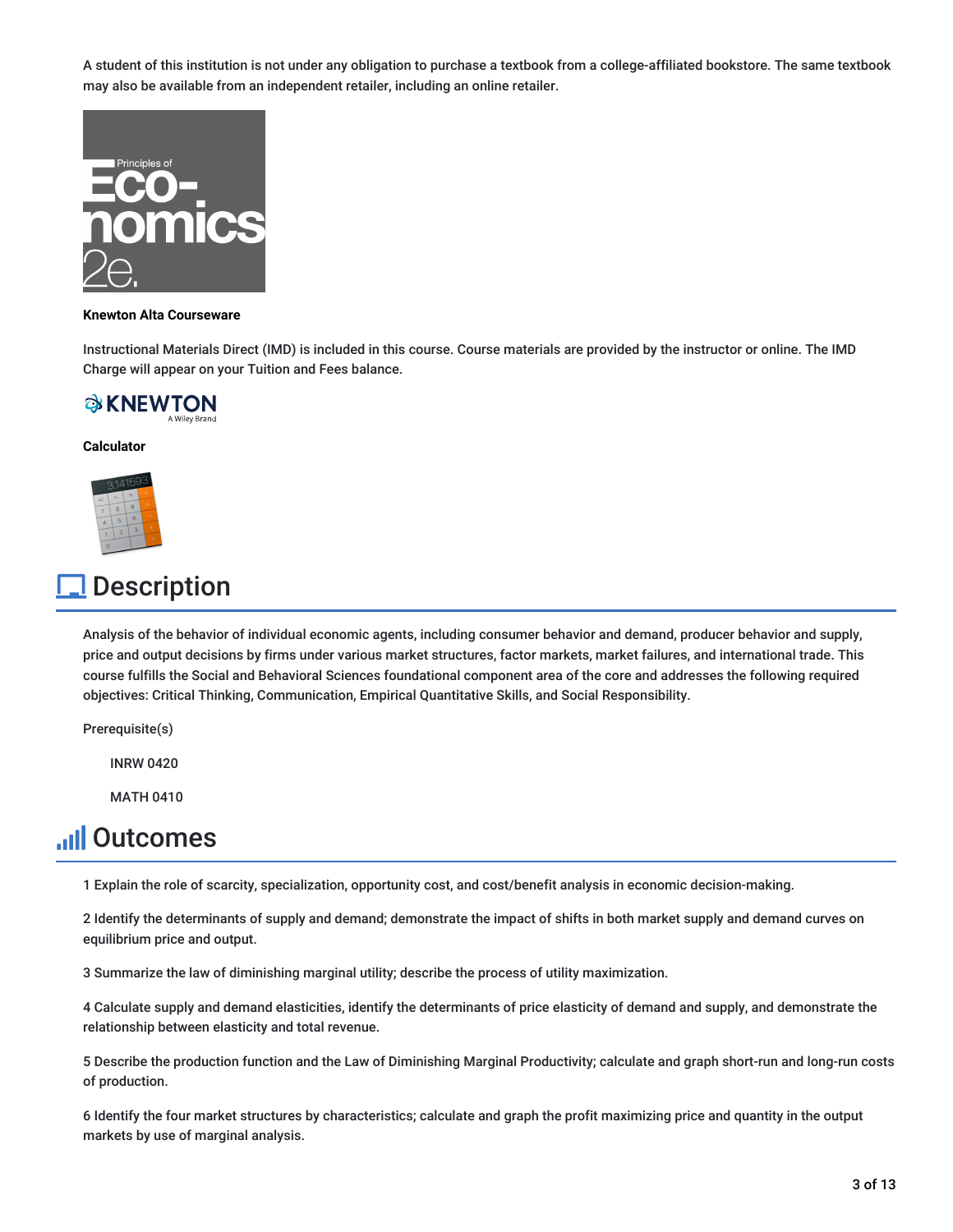A student of this institution is not under any obligation to purchase a textbook from a college-affiliated bookstore. The same textbook may also be available from an independent retailer, including an online retailer.

**Knewton Alta Courseware**

Instructional Materials Direct (IMD) is included in this course. Course materials are provided by the instructor or online. The IMD Charge will appear on your Tuition and Fees balance.

**Calculator**

# Description

Analysis of the behavior of individual economic agents, including consumer behavior and demand, producer behavior and supply, price and output decisions by firms under various market structures, factor markets, market failures, and international trade. This course fulfills the Social and Behavioral Sciences foundational component area of the core and addresses the following required objectives: Critical Thinking, Communication, Empirical Quantitative Skills, and Social Responsibility.

Prerequisite(s)

INRW 0420

MATH 0410

# Outcomes

1 Explain the role of scarcity, specialization, opportunity cost, and cost/benefit analysis in economic decision-making.

2 Identify the determinants of supply and demand; demonstrate the impact of shifts in both market supply and demand curves on equilibrium price and output.

3 Summarize the law of diminishing marginal utility; describe the process of utility maximization.

4 Calculate supply and demand elasticities, identify the determinants of price elasticity of demand and supply, and demonstrate the relationship between elasticity and total revenue.

5 Describe the production function and the Law of Diminishing Marginal Productivity; calculate and graph short-run and long-run costs of production.

6 Identify the four market structures by characteristics; calculate and graph the profit maximizing price and quantity in the output markets by use of marginal analysis.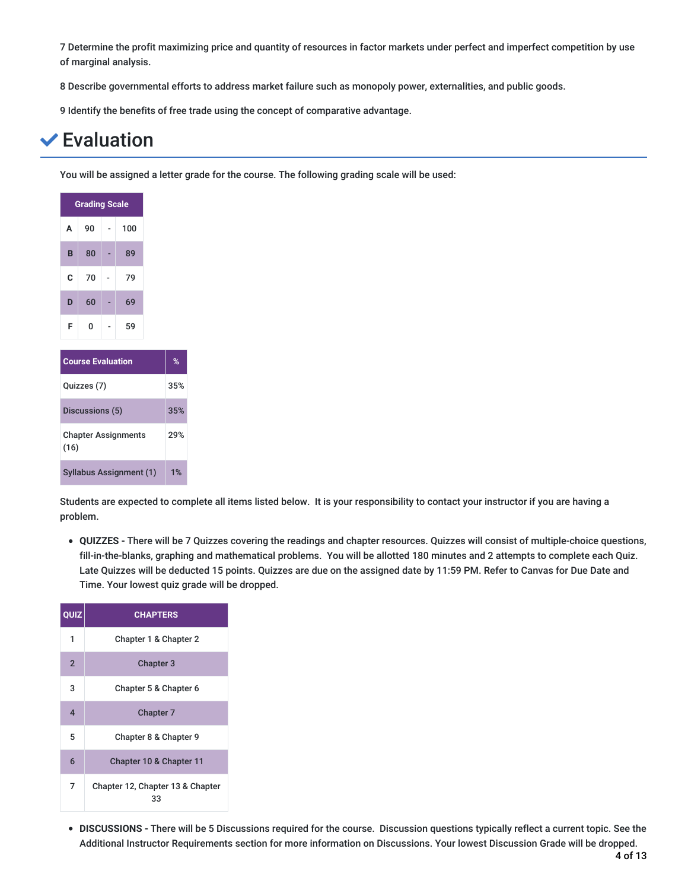7 Determine the profit maximizing price and quantity of resources in factor markets under perfect and imperfect competition by use of marginal analysis.

8 Describe governmental efforts to address market failure such as monopoly power, externalities, and public goods.

9 Identify the benefits of free trade using the concept of comparative advantage.

## Evaluation

You will be assigned a letter grade for the course. The following grading scale will be used:

| Grading Scale | | | |
|---|---|---|---|
| A | 90 | - | 100 |
| B | 80 | - | 89 |
| C | 70 | - | 79 |
| D | 60 | - | 69 |
| F | 0 | - | 59 |

| Course Evaluation | % |
|---|---|
| Quizzes (7) | 35% |
| Discussions (5) | 35% |
| Chapter Assignments (16) | 29% |
| Syllabus Assignment (1) | 1% |

Students are expected to complete all items listed below. It is your responsibility to contact your instructor if you are having a problem.

- **QUIZZES -** There will be 7 Quizzes covering the readings and chapter resources. Quizzes will consist of multiple-choice questions, fill-in-the-blanks, graphing and mathematical problems. You will be allotted 180 minutes and 2 attempts to complete each Quiz. Late Quizzes will be deducted 15 points. Quizzes are due on the assigned date by 11:59 PM. Refer to Canvas for Due Date and Time. Your lowest quiz grade will be dropped.

| QUIZ | CHAPTERS |
|---|---|
| 1 | Chapter 1 & Chapter 2 |
| 2 | Chapter 3 |
| 3 | Chapter 5 & Chapter 6 |
| 4 | Chapter 7 |
| 5 | Chapter 8 & Chapter 9 |
| 6 | Chapter 10 & Chapter 11 |
| 7 | Chapter 12, Chapter 13 & Chapter 33 |

- **DISCUSSIONS -** There will be 5 Discussions required for the course. Discussion questions typically reflect a current topic. See the Additional Instructor Requirements section for more information on Discussions. Your lowest Discussion Grade will be dropped.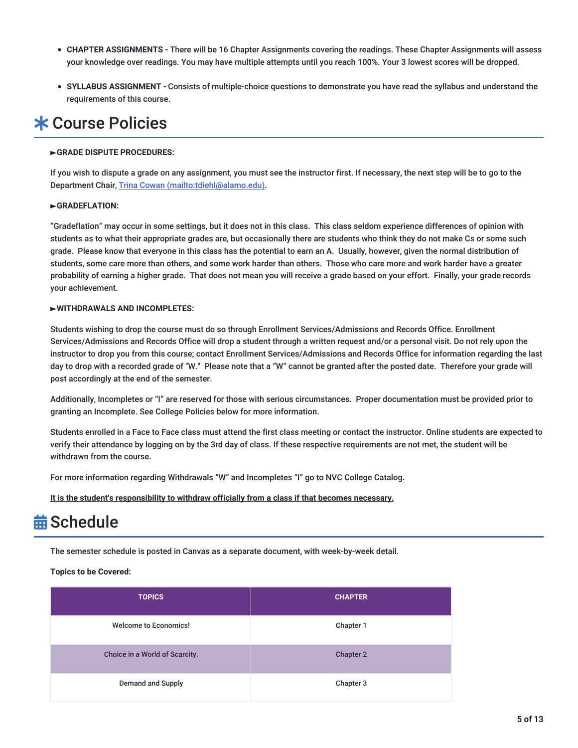- **CHAPTER ASSIGNMENTS** - There will be 16 Chapter Assignments covering the readings. These Chapter Assignments will assess your knowledge over readings. You may have multiple attempts until you reach 100%. Your 3 lowest scores will be dropped.
- **SYLLABUS ASSIGNMENT** - Consists of multiple-choice questions to demonstrate you have read the syllabus and understand the requirements of this course.

# Course Policies

**►GRADE DISPUTE PROCEDURES:**

If you wish to dispute a grade on any assignment, you must see the instructor first. If necessary, the next step will be to go to the Department Chair, [Trina Cowan (mailto:tdiehl@alamo.edu)](mailto:tdiehl@alamo.edu).

**►GRADEFLATION:**

"Gradeflation" may occur in some settings, but it does not in this class. This class seldom experience differences of opinion with students as to what their appropriate grades are, but occasionally there are students who think they do not make Cs or some such grade. Please know that everyone in this class has the potential to earn an A. Usually, however, given the normal distribution of students, some care more than others, and some work harder than others. Those who care more and work harder have a greater probability of earning a higher grade. That does not mean you will receive a grade based on your effort. Finally, your grade records your achievement.

**►WITHDRAWALS AND INCOMPLETES:**

Students wishing to drop the course must do so through Enrollment Services/Admissions and Records Office. Enrollment Services/Admissions and Records Office will drop a student through a written request and/or a personal visit. Do not rely upon the instructor to drop you from this course; contact Enrollment Services/Admissions and Records Office for information regarding the last day to drop with a recorded grade of "W." Please note that a "W" cannot be granted after the posted date. Therefore your grade will post accordingly at the end of the semester.

Additionally, Incompletes or "I" are reserved for those with serious circumstances. Proper documentation must be provided prior to granting an Incomplete. See College Policies below for more information.

Students enrolled in a Face to Face class must attend the first class meeting or contact the instructor. Online students are expected to verify their attendance by logging on by the 3rd day of class. If these respective requirements are not met, the student will be withdrawn from the course.

For more information regarding Withdrawals "W" and Incompletes "I" go to NVC College Catalog.

<u>**It is the student's responsibility to withdraw officially from a class if that becomes necessary.**</u>

# Schedule

The semester schedule is posted in Canvas as a separate document, with week-by-week detail.

**Topics to be Covered:**

| TOPICS | CHAPTER |
| --- | --- |
| Welcome to Economics! | Chapter 1 |
| Choice in a World of Scarcity. | Chapter 2 |
| Demand and Supply | Chapter 3 |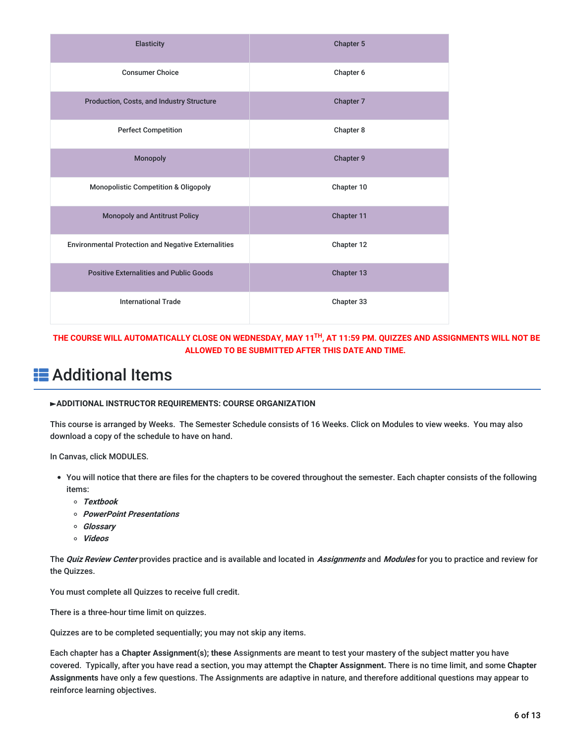| Elasticity | Chapter 5 |
|---|---|
| Consumer Choice | Chapter 6 |
| Production, Costs, and Industry Structure | Chapter 7 |
| Perfect Competition | Chapter 8 |
| Monopoly | Chapter 9 |
| Monopolistic Competition & Oligopoly | Chapter 10 |
| Monopoly and Antitrust Policy | Chapter 11 |
| Environmental Protection and Negative Externalities | Chapter 12 |
| Positive Externalities and Public Goods | Chapter 13 |
| International Trade | Chapter 33 |

**THE COURSE WILL AUTOMATICALLY CLOSE ON WEDNESDAY, MAY 11TH, AT 11:59 PM. QUIZZES AND ASSIGNMENTS WILL NOT BE ALLOWED TO BE SUBMITTED AFTER THIS DATE AND TIME.**

# Additional Items

**►ADDITIONAL INSTRUCTOR REQUIREMENTS: COURSE ORGANIZATION**

This course is arranged by Weeks. The Semester Schedule consists of 16 Weeks. Click on Modules to view weeks. You may also download a copy of the schedule to have on hand.

In Canvas, click MODULES.

- You will notice that there are files for the chapters to be covered throughout the semester. Each chapter consists of the following items:
  - ***Textbook***
  - ***PowerPoint Presentations***
  - ***Glossary***
  - ***Videos***

The ***Quiz Review Center*** provides practice and is available and located in ***Assignments*** and ***Modules*** for you to practice and review for the Quizzes.

You must complete all Quizzes to receive full credit.

There is a three-hour time limit on quizzes.

Quizzes are to be completed sequentially; you may not skip any items.

Each chapter has a **Chapter Assignment**(s); **these** Assignments are meant to test your mastery of the subject matter you have covered. Typically, after you have read a section, you may attempt the **Chapter Assignment.** There is no time limit, and some **Chapter Assignments** have only a few questions. The Assignments are adaptive in nature, and therefore additional questions may appear to reinforce learning objectives.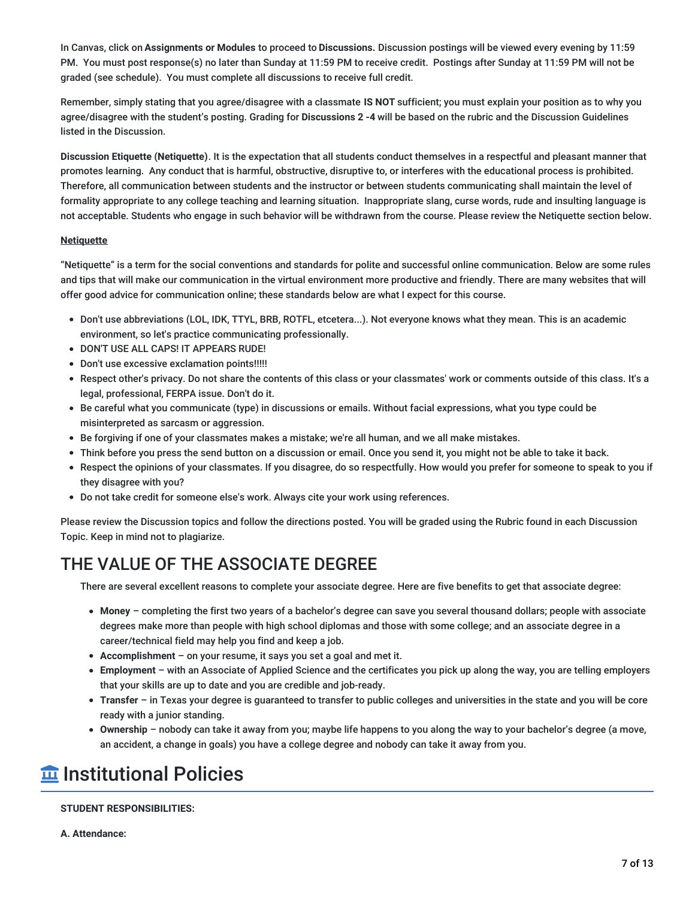In Canvas, click on **Assignments or Modules** to proceed to **Discussions.** Discussion postings will be viewed every evening by 11:59 PM. You must post response(s) no later than Sunday at 11:59 PM to receive credit. Postings after Sunday at 11:59 PM will not be graded (see schedule). You must complete all discussions to receive full credit.

Remember, simply stating that you agree/disagree with a classmate **IS NOT** sufficient; you must explain your position as to why you agree/disagree with the student's posting. Grading for **Discussions 2 -4** will be based on the rubric and the Discussion Guidelines listed in the Discussion.

**Discussion Etiquette (Netiquette)**. It is the expectation that all students conduct themselves in a respectful and pleasant manner that promotes learning. Any conduct that is harmful, obstructive, disruptive to, or interferes with the educational process is prohibited. Therefore, all communication between students and the instructor or between students communicating shall maintain the level of formality appropriate to any college teaching and learning situation. Inappropriate slang, curse words, rude and insulting language is not acceptable. Students who engage in such behavior will be withdrawn from the course. Please review the Netiquette section below.

**Netiquette**

"Netiquette" is a term for the social conventions and standards for polite and successful online communication. Below are some rules and tips that will make our communication in the virtual environment more productive and friendly. There are many websites that will offer good advice for communication online; these standards below are what I expect for this course.

- Don't use abbreviations (LOL, IDK, TTYL, BRB, ROTFL, etcetera...). Not everyone knows what they mean. This is an academic environment, so let's practice communicating professionally.
- DON'T USE ALL CAPS! IT APPEARS RUDE!
- Don't use excessive exclamation points!!!!!
- Respect other's privacy. Do not share the contents of this class or your classmates' work or comments outside of this class. It's a legal, professional, FERPA issue. Don't do it.
- Be careful what you communicate (type) in discussions or emails. Without facial expressions, what you type could be misinterpreted as sarcasm or aggression.
- Be forgiving if one of your classmates makes a mistake; we're all human, and we all make mistakes.
- Think before you press the send button on a discussion or email. Once you send it, you might not be able to take it back.
- Respect the opinions of your classmates. If you disagree, do so respectfully. How would you prefer for someone to speak to you if they disagree with you?
- Do not take credit for someone else's work. Always cite your work using references.

Please review the Discussion topics and follow the directions posted. You will be graded using the Rubric found in each Discussion Topic. Keep in mind not to plagiarize.

## THE VALUE OF THE ASSOCIATE DEGREE

There are several excellent reasons to complete your associate degree. Here are five benefits to get that associate degree:

- **Money** – completing the first two years of a bachelor's degree can save you several thousand dollars; people with associate degrees make more than people with high school diplomas and those with some college; and an associate degree in a career/technical field may help you find and keep a job.
- **Accomplishment** – on your resume, it says you set a goal and met it.
- **Employment** – with an Associate of Applied Science and the certificates you pick up along the way, you are telling employers that your skills are up to date and you are credible and job-ready.
- **Transfer** – in Texas your degree is guaranteed to transfer to public colleges and universities in the state and you will be core ready with a junior standing.
- **Ownership** – nobody can take it away from you; maybe life happens to you along the way to your bachelor's degree (a move, an accident, a change in goals) you have a college degree and nobody can take it away from you.

# Institutional Policies

**STUDENT RESPONSIBILITIES:**

**A. Attendance:**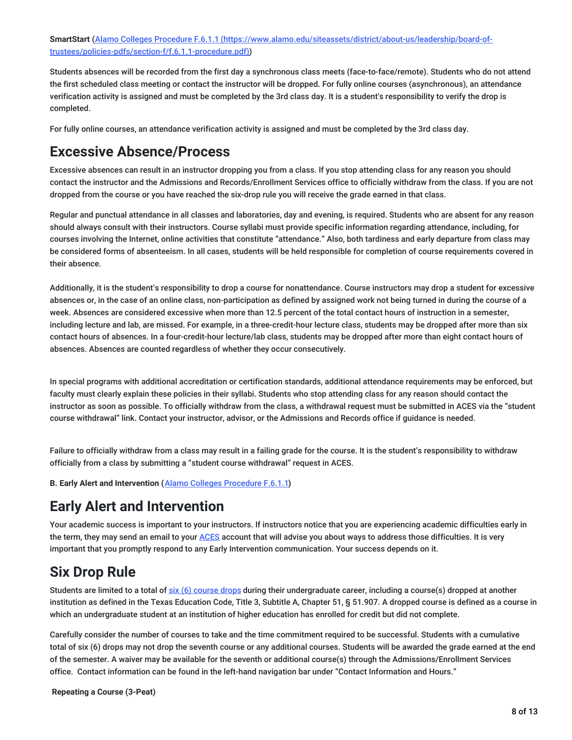**SmartStart** ([Alamo Colleges Procedure F.6.1.1 (https://www.alamo.edu/siteassets/district/about-us/leadership/board-of-trustees/policies-pdfs/section-f/f.6.1.1-procedure.pdf)](https://www.alamo.edu/siteassets/district/about-us/leadership/board-of-trustees/policies-pdfs/section-f/f.6.1.1-procedure.pdf))

Students absences will be recorded from the first day a synchronous class meets (face-to-face/remote). Students who do not attend the first scheduled class meeting or contact the instructor will be dropped. For fully online courses (asynchronous), an attendance verification activity is assigned and must be completed by the 3rd class day. It is a student's responsibility to verify the drop is completed.

For fully online courses, an attendance verification activity is assigned and must be completed by the 3rd class day.

## Excessive Absence/Process

Excessive absences can result in an instructor dropping you from a class. If you stop attending class for any reason you should contact the instructor and the Admissions and Records/Enrollment Services office to officially withdraw from the class. If you are not dropped from the course or you have reached the six-drop rule you will receive the grade earned in that class.

Regular and punctual attendance in all classes and laboratories, day and evening, is required. Students who are absent for any reason should always consult with their instructors. Course syllabi must provide specific information regarding attendance, including, for courses involving the Internet, online activities that constitute "attendance." Also, both tardiness and early departure from class may be considered forms of absenteeism. In all cases, students will be held responsible for completion of course requirements covered in their absence.

Additionally, it is the student's responsibility to drop a course for nonattendance. Course instructors may drop a student for excessive absences or, in the case of an online class, non-participation as defined by assigned work not being turned in during the course of a week. Absences are considered excessive when more than 12.5 percent of the total contact hours of instruction in a semester, including lecture and lab, are missed. For example, in a three-credit-hour lecture class, students may be dropped after more than six contact hours of absences. In a four-credit-hour lecture/lab class, students may be dropped after more than eight contact hours of absences. Absences are counted regardless of whether they occur consecutively.

In special programs with additional accreditation or certification standards, additional attendance requirements may be enforced, but faculty must clearly explain these policies in their syllabi. Students who stop attending class for any reason should contact the instructor as soon as possible. To officially withdraw from the class, a withdrawal request must be submitted in ACES via the "student course withdrawal" link. Contact your instructor, advisor, or the Admissions and Records office if guidance is needed.

Failure to officially withdraw from a class may result in a failing grade for the course. It is the student's responsibility to withdraw officially from a class by submitting a "student course withdrawal" request in ACES.

**B. Early Alert and Intervention** (Alamo Colleges Procedure F.6.1.1)

## Early Alert and Intervention

Your academic success is important to your instructors. If instructors notice that you are experiencing academic difficulties early in the term, they may send an email to your ACES account that will advise you about ways to address those difficulties. It is very important that you promptly respond to any Early Intervention communication. Your success depends on it.

## Six Drop Rule

Students are limited to a total of six (6) course drops during their undergraduate career, including a course(s) dropped at another institution as defined in the Texas Education Code, Title 3, Subtitle A, Chapter 51, § 51.907. A dropped course is defined as a course in which an undergraduate student at an institution of higher education has enrolled for credit but did not complete.

Carefully consider the number of courses to take and the time commitment required to be successful. Students with a cumulative total of six (6) drops may not drop the seventh course or any additional courses. Students will be awarded the grade earned at the end of the semester. A waiver may be available for the seventh or additional course(s) through the Admissions/Enrollment Services office. Contact information can be found in the left-hand navigation bar under "Contact Information and Hours."

**Repeating a Course (3-Peat)**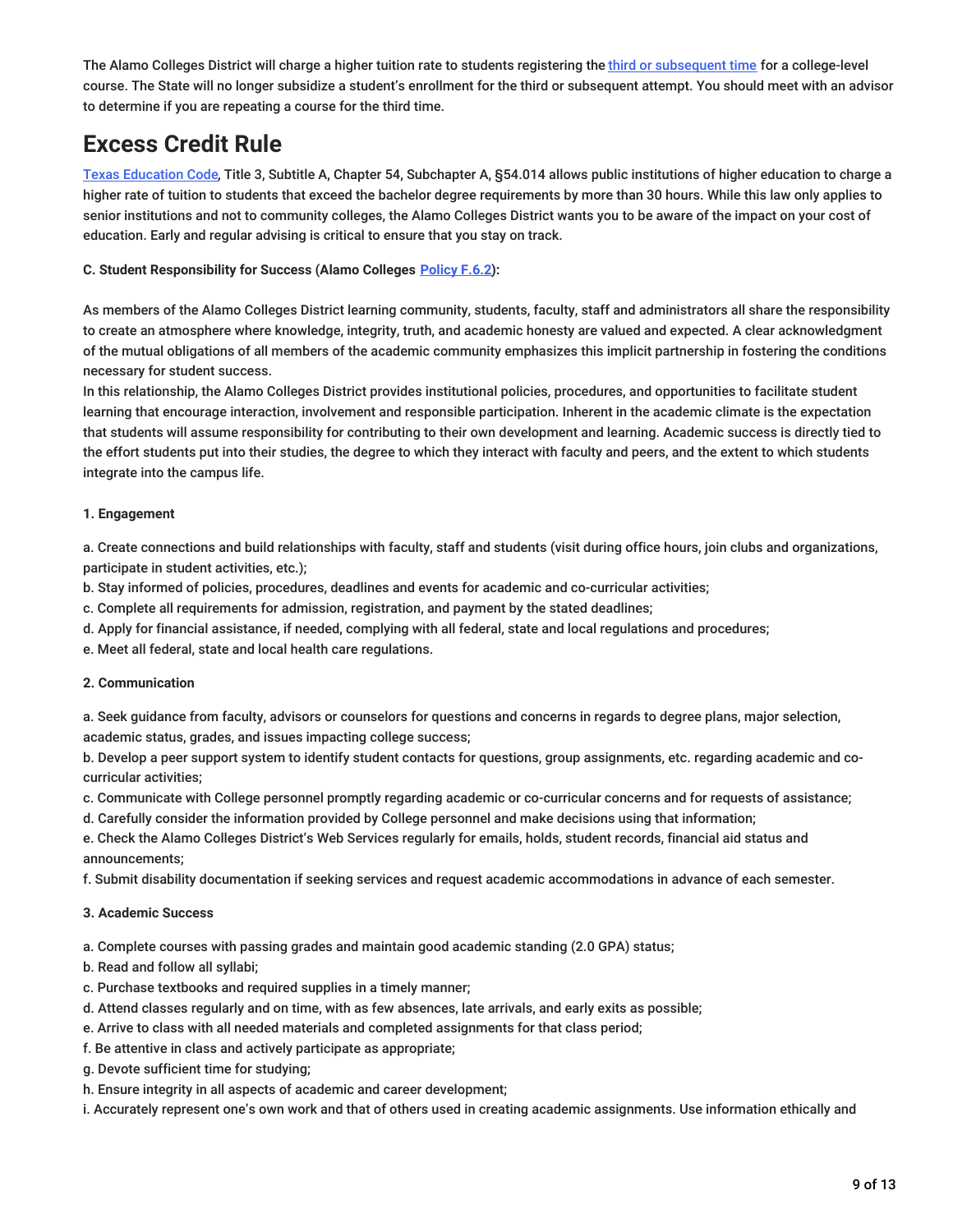The Alamo Colleges District will charge a higher tuition rate to students registering the [third or subsequent time](#) for a college-level course. The State will no longer subsidize a student's enrollment for the third or subsequent attempt. You should meet with an advisor to determine if you are repeating a course for the third time.

## Excess Credit Rule

[Texas Education Code](#), Title 3, Subtitle A, Chapter 54, Subchapter A, §54.014 allows public institutions of higher education to charge a higher rate of tuition to students that exceed the bachelor degree requirements by more than 30 hours. While this law only applies to senior institutions and not to community colleges, the Alamo Colleges District wants you to be aware of the impact on your cost of education. Early and regular advising is critical to ensure that you stay on track.

**C. Student Responsibility for Success (Alamo Colleges [Policy F.6.2](#)):**

As members of the Alamo Colleges District learning community, students, faculty, staff and administrators all share the responsibility to create an atmosphere where knowledge, integrity, truth, and academic honesty are valued and expected. A clear acknowledgment of the mutual obligations of all members of the academic community emphasizes this implicit partnership in fostering the conditions necessary for student success.
In this relationship, the Alamo Colleges District provides institutional policies, procedures, and opportunities to facilitate student learning that encourage interaction, involvement and responsible participation. Inherent in the academic climate is the expectation that students will assume responsibility for contributing to their own development and learning. Academic success is directly tied to the effort students put into their studies, the degree to which they interact with faculty and peers, and the extent to which students integrate into the campus life.

**1. Engagement**

a. Create connections and build relationships with faculty, staff and students (visit during office hours, join clubs and organizations, participate in student activities, etc.);
b. Stay informed of policies, procedures, deadlines and events for academic and co-curricular activities;
c. Complete all requirements for admission, registration, and payment by the stated deadlines;
d. Apply for financial assistance, if needed, complying with all federal, state and local regulations and procedures;
e. Meet all federal, state and local health care regulations.

**2. Communication**

a. Seek guidance from faculty, advisors or counselors for questions and concerns in regards to degree plans, major selection, academic status, grades, and issues impacting college success;
b. Develop a peer support system to identify student contacts for questions, group assignments, etc. regarding academic and co-curricular activities;
c. Communicate with College personnel promptly regarding academic or co-curricular concerns and for requests of assistance;
d. Carefully consider the information provided by College personnel and make decisions using that information;
e. Check the Alamo Colleges District's Web Services regularly for emails, holds, student records, financial aid status and announcements;
f. Submit disability documentation if seeking services and request academic accommodations in advance of each semester.

**3. Academic Success**

a. Complete courses with passing grades and maintain good academic standing (2.0 GPA) status;
b. Read and follow all syllabi;
c. Purchase textbooks and required supplies in a timely manner;
d. Attend classes regularly and on time, with as few absences, late arrivals, and early exits as possible;
e. Arrive to class with all needed materials and completed assignments for that class period;
f. Be attentive in class and actively participate as appropriate;
g. Devote sufficient time for studying;
h. Ensure integrity in all aspects of academic and career development;
i. Accurately represent one's own work and that of others used in creating academic assignments. Use information ethically and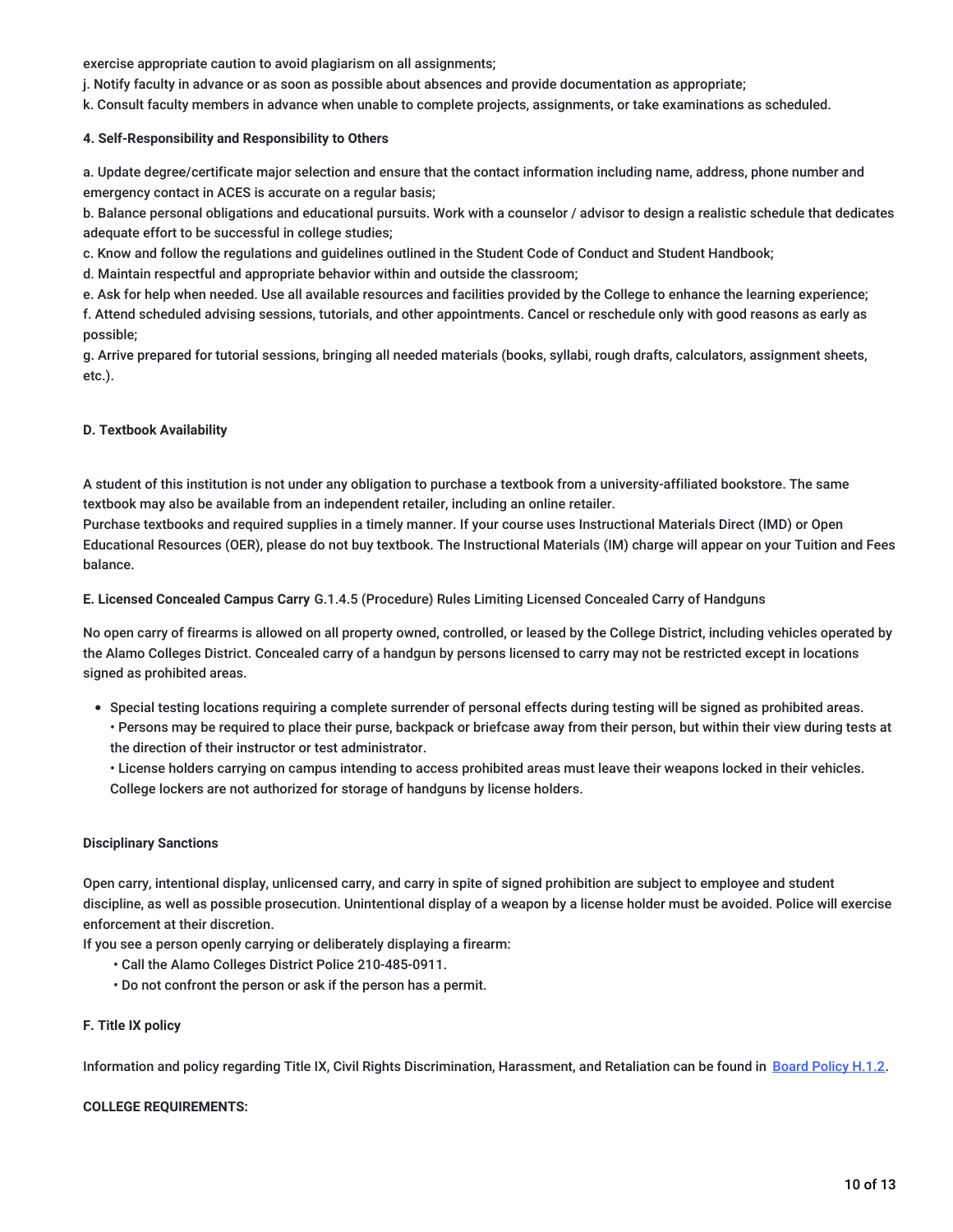exercise appropriate caution to avoid plagiarism on all assignments;
j. Notify faculty in advance or as soon as possible about absences and provide documentation as appropriate;
k. Consult faculty members in advance when unable to complete projects, assignments, or take examinations as scheduled.

**4. Self-Responsibility and Responsibility to Others**

a. Update degree/certificate major selection and ensure that the contact information including name, address, phone number and emergency contact in ACES is accurate on a regular basis;
b. Balance personal obligations and educational pursuits. Work with a counselor / advisor to design a realistic schedule that dedicates adequate effort to be successful in college studies;
c. Know and follow the regulations and guidelines outlined in the Student Code of Conduct and Student Handbook;
d. Maintain respectful and appropriate behavior within and outside the classroom;
e. Ask for help when needed. Use all available resources and facilities provided by the College to enhance the learning experience;
f. Attend scheduled advising sessions, tutorials, and other appointments. Cancel or reschedule only with good reasons as early as possible;
g. Arrive prepared for tutorial sessions, bringing all needed materials (books, syllabi, rough drafts, calculators, assignment sheets, etc.).

**D. Textbook Availability**

A student of this institution is not under any obligation to purchase a textbook from a university-affiliated bookstore. The same textbook may also be available from an independent retailer, including an online retailer.
Purchase textbooks and required supplies in a timely manner. If your course uses Instructional Materials Direct (IMD) or Open Educational Resources (OER), please do not buy textbook. The Instructional Materials (IM) charge will appear on your Tuition and Fees balance.

**E. Licensed Concealed Campus Carry** G.1.4.5 (Procedure) Rules Limiting Licensed Concealed Carry of Handguns

No open carry of firearms is allowed on all property owned, controlled, or leased by the College District, including vehicles operated by the Alamo Colleges District. Concealed carry of a handgun by persons licensed to carry may not be restricted except in locations signed as prohibited areas.

- Special testing locations requiring a complete surrender of personal effects during testing will be signed as prohibited areas.
  • Persons may be required to place their purse, backpack or briefcase away from their person, but within their view during tests at the direction of their instructor or test administrator.
  • License holders carrying on campus intending to access prohibited areas must leave their weapons locked in their vehicles. College lockers are not authorized for storage of handguns by license holders.

**Disciplinary Sanctions**

Open carry, intentional display, unlicensed carry, and carry in spite of signed prohibition are subject to employee and student discipline, as well as possible prosecution. Unintentional display of a weapon by a license holder must be avoided. Police will exercise enforcement at their discretion.
If you see a person openly carrying or deliberately displaying a firearm:

- Call the Alamo Colleges District Police 210-485-0911.
- Do not confront the person or ask if the person has a permit.

**F. Title IX policy**

Information and policy regarding Title IX, Civil Rights Discrimination, Harassment, and Retaliation can be found in [Board Policy H.1.2](Board Policy H.1.2).

**COLLEGE REQUIREMENTS:**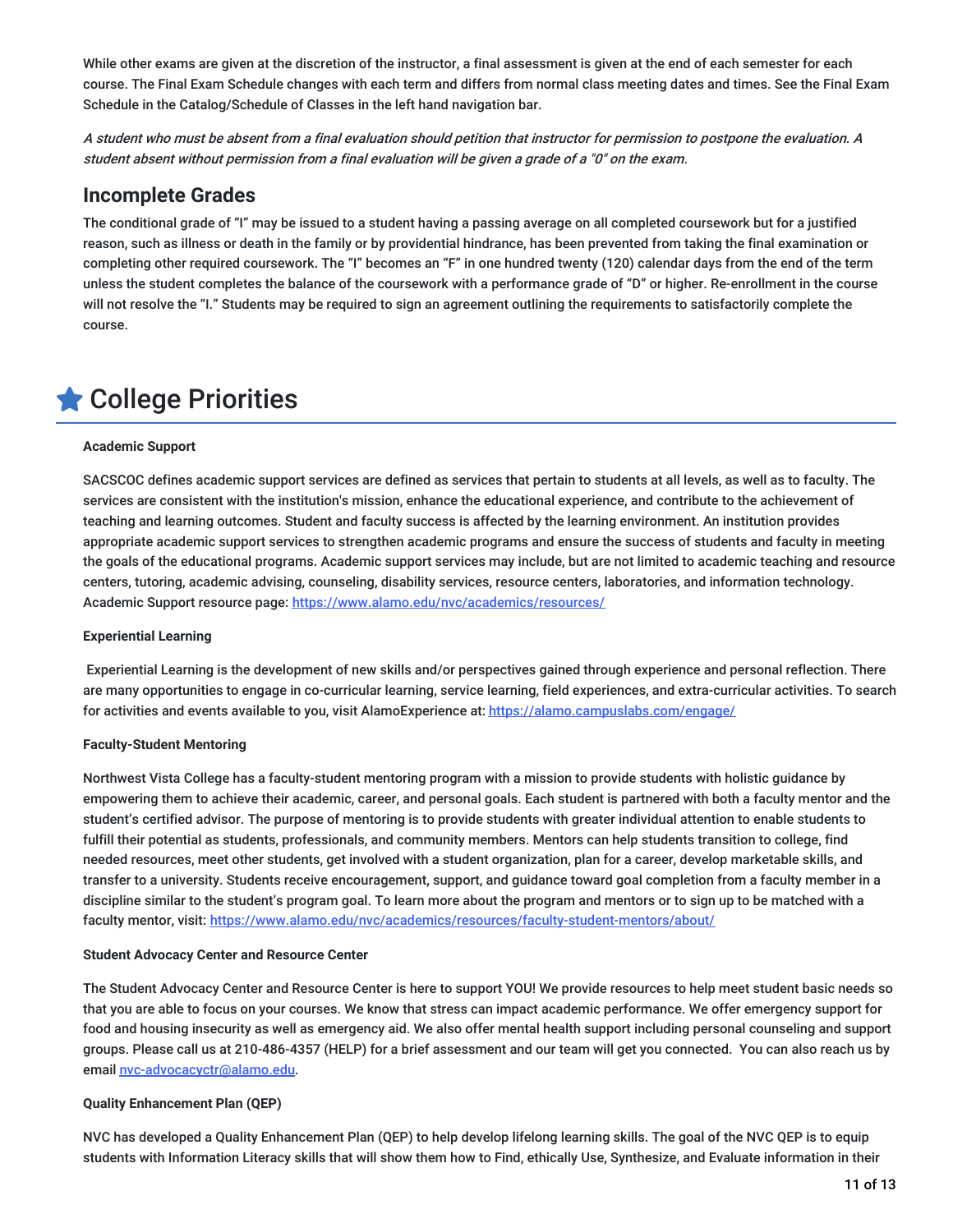While other exams are given at the discretion of the instructor, a final assessment is given at the end of each semester for each course. The Final Exam Schedule changes with each term and differs from normal class meeting dates and times. See the Final Exam Schedule in the Catalog/Schedule of Classes in the left hand navigation bar.

*A student who must be absent from a final evaluation should petition that instructor for permission to postpone the evaluation. A student absent without permission from a final evaluation will be given a grade of a "0" on the exam.*

## Incomplete Grades

The conditional grade of “I” may be issued to a student having a passing average on all completed coursework but for a justified reason, such as illness or death in the family or by providential hindrance, has been prevented from taking the final examination or completing other required coursework. The “I” becomes an “F” in one hundred twenty (120) calendar days from the end of the term unless the student completes the balance of the coursework with a performance grade of “D” or higher. Re-enrollment in the course will not resolve the “I.” Students may be required to sign an agreement outlining the requirements to satisfactorily complete the course.

# College Priorities

**Academic Support**

SACSCOC defines academic support services are defined as services that pertain to students at all levels, as well as to faculty. The services are consistent with the institution's mission, enhance the educational experience, and contribute to the achievement of teaching and learning outcomes. Student and faculty success is affected by the learning environment. An institution provides appropriate academic support services to strengthen academic programs and ensure the success of students and faculty in meeting the goals of the educational programs. Academic support services may include, but are not limited to academic teaching and resource centers, tutoring, academic advising, counseling, disability services, resource centers, laboratories, and information technology. Academic Support resource page: https://www.alamo.edu/nvc/academics/resources/

**Experiential Learning**

Experiential Learning is the development of new skills and/or perspectives gained through experience and personal reflection. There are many opportunities to engage in co-curricular learning, service learning, field experiences, and extra-curricular activities. To search for activities and events available to you, visit AlamoExperience at: https://alamo.campuslabs.com/engage/

**Faculty-Student Mentoring**

Northwest Vista College has a faculty-student mentoring program with a mission to provide students with holistic guidance by empowering them to achieve their academic, career, and personal goals. Each student is partnered with both a faculty mentor and the student’s certified advisor. The purpose of mentoring is to provide students with greater individual attention to enable students to fulfill their potential as students, professionals, and community members. Mentors can help students transition to college, find needed resources, meet other students, get involved with a student organization, plan for a career, develop marketable skills, and transfer to a university. Students receive encouragement, support, and guidance toward goal completion from a faculty member in a discipline similar to the student’s program goal. To learn more about the program and mentors or to sign up to be matched with a faculty mentor, visit: https://www.alamo.edu/nvc/academics/resources/faculty-student-mentors/about/

**Student Advocacy Center and Resource Center**

The Student Advocacy Center and Resource Center is here to support YOU! We provide resources to help meet student basic needs so that you are able to focus on your courses. We know that stress can impact academic performance. We offer emergency support for food and housing insecurity as well as emergency aid. We also offer mental health support including personal counseling and support groups. Please call us at 210-486-4357 (HELP) for a brief assessment and our team will get you connected. You can also reach us by email nvc-advocacyctr@alamo.edu.

**Quality Enhancement Plan (QEP)**

NVC has developed a Quality Enhancement Plan (QEP) to help develop lifelong learning skills. The goal of the NVC QEP is to equip students with Information Literacy skills that will show them how to Find, ethically Use, Synthesize, and Evaluate information in their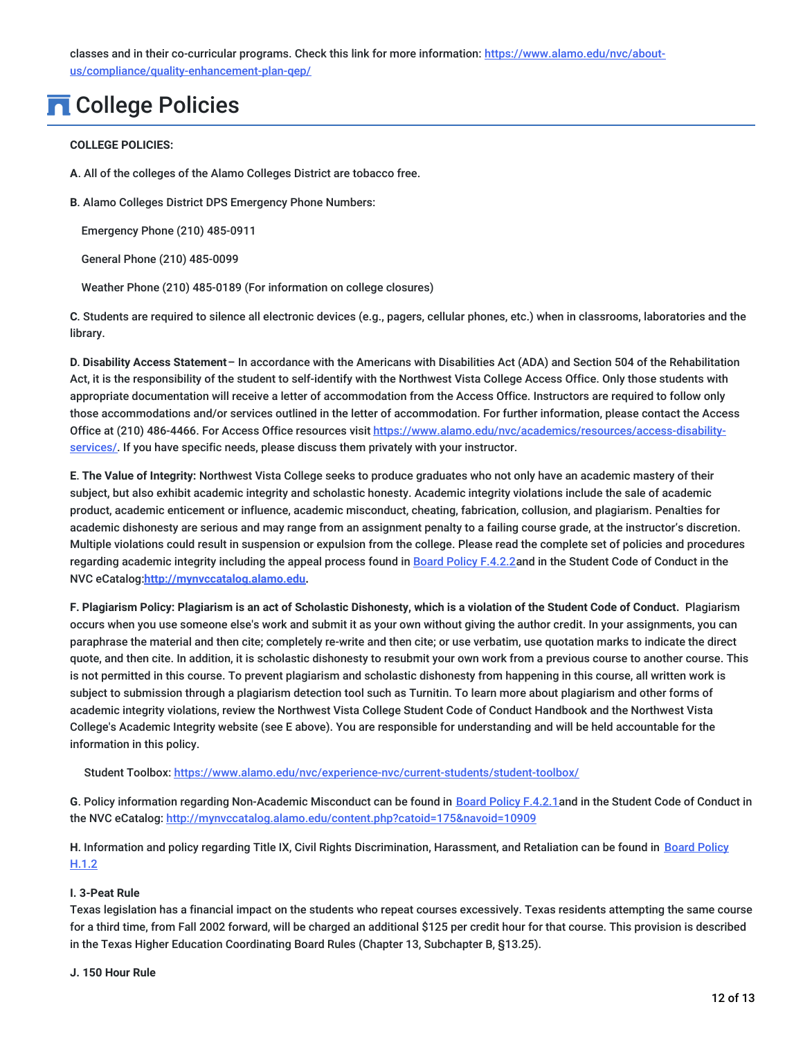classes and in their co-curricular programs. Check this link for more information: [https://www.alamo.edu/nvc/about-us/compliance/quality-enhancement-plan-qep/](https://www.alamo.edu/nvc/about-us/compliance/quality-enhancement-plan-qep/)

# College Policies

**COLLEGE POLICIES:**

**A**. All of the colleges of the Alamo Colleges District are tobacco free.

**B**. Alamo Colleges District DPS Emergency Phone Numbers:

Emergency Phone (210) 485-0911

General Phone (210) 485-0099

Weather Phone (210) 485-0189 (For information on college closures)

**C**. Students are required to silence all electronic devices (e.g., pagers, cellular phones, etc.) when in classrooms, laboratories and the library.

**D. Disability Access Statement** – In accordance with the Americans with Disabilities Act (ADA) and Section 504 of the Rehabilitation Act, it is the responsibility of the student to self-identify with the Northwest Vista College Access Office. Only those students with appropriate documentation will receive a letter of accommodation from the Access Office. Instructors are required to follow only those accommodations and/or services outlined in the letter of accommodation. For further information, please contact the Access Office at (210) 486-4466. For Access Office resources visit [https://www.alamo.edu/nvc/academics/resources/access-disability-services/](https://www.alamo.edu/nvc/academics/resources/access-disability-services/). If you have specific needs, please discuss them privately with your instructor.

**E. The Value of Integrity:** Northwest Vista College seeks to produce graduates who not only have an academic mastery of their subject, but also exhibit academic integrity and scholastic honesty. Academic integrity violations include the sale of academic product, academic enticement or influence, academic misconduct, cheating, fabrication, collusion, and plagiarism. Penalties for academic dishonesty are serious and may range from an assignment penalty to a failing course grade, at the instructor's discretion. Multiple violations could result in suspension or expulsion from the college. Please read the complete set of policies and procedures regarding academic integrity including the appeal process found in Board Policy F.4.2.2and in the Student Code of Conduct in the NVC eCatalog:**[http://mynvccatalog.alamo.edu](http://mynvccatalog.alamo.edu).**

**F. Plagiarism Policy: Plagiarism is an act of Scholastic Dishonesty, which is a violation of the Student Code of Conduct.** Plagiarism occurs when you use someone else's work and submit it as your own without giving the author credit. In your assignments, you can paraphrase the material and then cite; completely re-write and then cite; or use verbatim, use quotation marks to indicate the direct quote, and then cite. In addition, it is scholastic dishonesty to resubmit your own work from a previous course to another course. This is not permitted in this course. To prevent plagiarism and scholastic dishonesty from happening in this course, all written work is subject to submission through a plagiarism detection tool such as Turnitin. To learn more about plagiarism and other forms of academic integrity violations, review the Northwest Vista College Student Code of Conduct Handbook and the Northwest Vista College's Academic Integrity website (see E above). You are responsible for understanding and will be held accountable for the information in this policy.

Student Toolbox: [https://www.alamo.edu/nvc/experience-nvc/current-students/student-toolbox/](https://www.alamo.edu/nvc/experience-nvc/current-students/student-toolbox/)

**G**. Policy information regarding Non-Academic Misconduct can be found in Board Policy F.4.2.1and in the Student Code of Conduct in the NVC eCatalog: [http://mynvccatalog.alamo.edu/content.php?catoid=175&navoid=10909](http://mynvccatalog.alamo.edu/content.php?catoid=175&navoid=10909)

**H**. Information and policy regarding Title IX, Civil Rights Discrimination, Harassment, and Retaliation can be found in Board Policy H.1.2

**I. 3-Peat Rule**
Texas legislation has a financial impact on the students who repeat courses excessively. Texas residents attempting the same course for a third time, from Fall 2002 forward, will be charged an additional $125 per credit hour for that course. This provision is described in the Texas Higher Education Coordinating Board Rules (Chapter 13, Subchapter B, §13.25).

**J. 150 Hour Rule**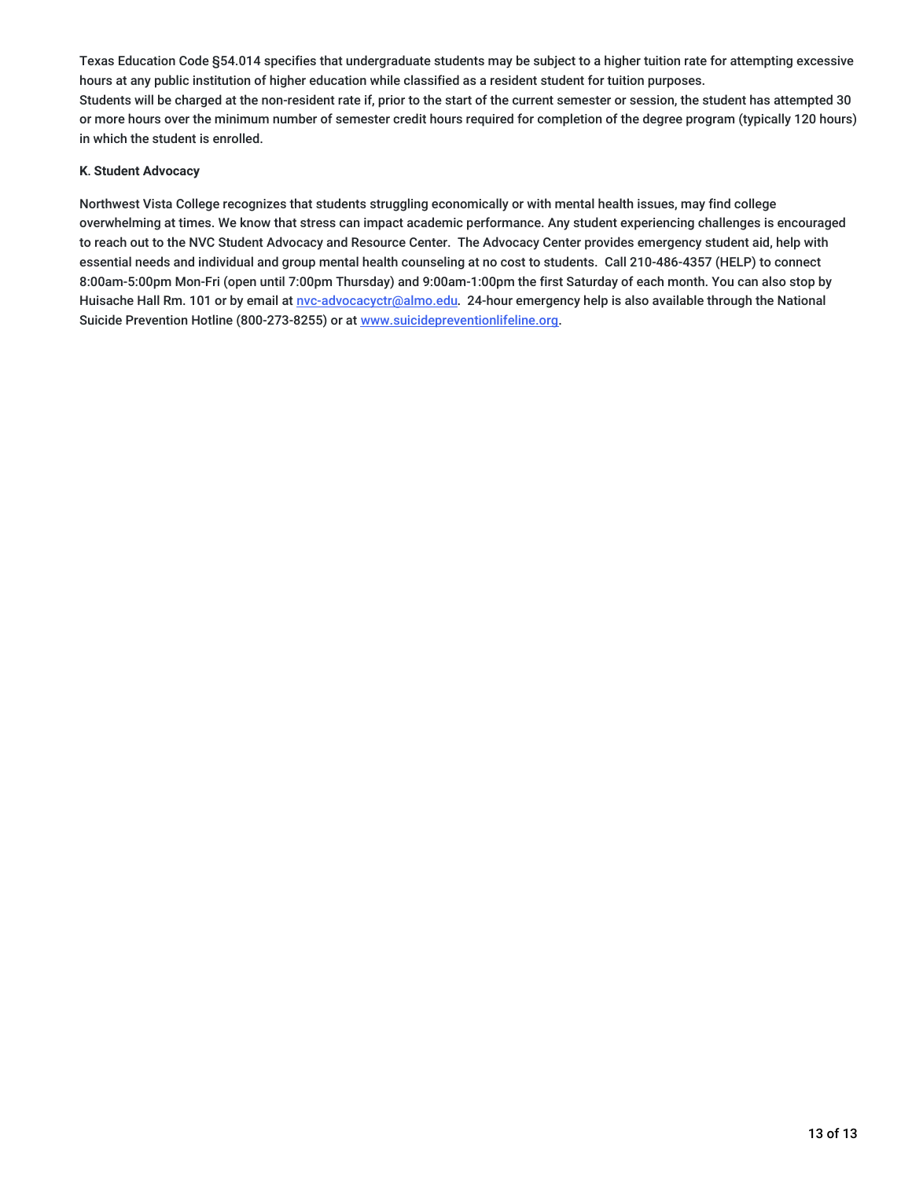Texas Education Code §54.014 specifies that undergraduate students may be subject to a higher tuition rate for attempting excessive hours at any public institution of higher education while classified as a resident student for tuition purposes.
Students will be charged at the non-resident rate if, prior to the start of the current semester or session, the student has attempted 30 or more hours over the minimum number of semester credit hours required for completion of the degree program (typically 120 hours) in which the student is enrolled.

**K. Student Advocacy**

Northwest Vista College recognizes that students struggling economically or with mental health issues, may find college overwhelming at times. We know that stress can impact academic performance. Any student experiencing challenges is encouraged to reach out to the NVC Student Advocacy and Resource Center. The Advocacy Center provides emergency student aid, help with essential needs and individual and group mental health counseling at no cost to students. Call 210-486-4357 (HELP) to connect 8:00am-5:00pm Mon-Fri (open until 7:00pm Thursday) and 9:00am-1:00pm the first Saturday of each month. You can also stop by Huisache Hall Rm. 101 or by email at [nvc-advocacyctr@almo.edu](mailto:nvc-advocacyctr@almo.edu). 24-hour emergency help is also available through the National Suicide Prevention Hotline (800-273-8255) or at [www.suicidepreventionlifeline.org](http://www.suicidepreventionlifeline.org).